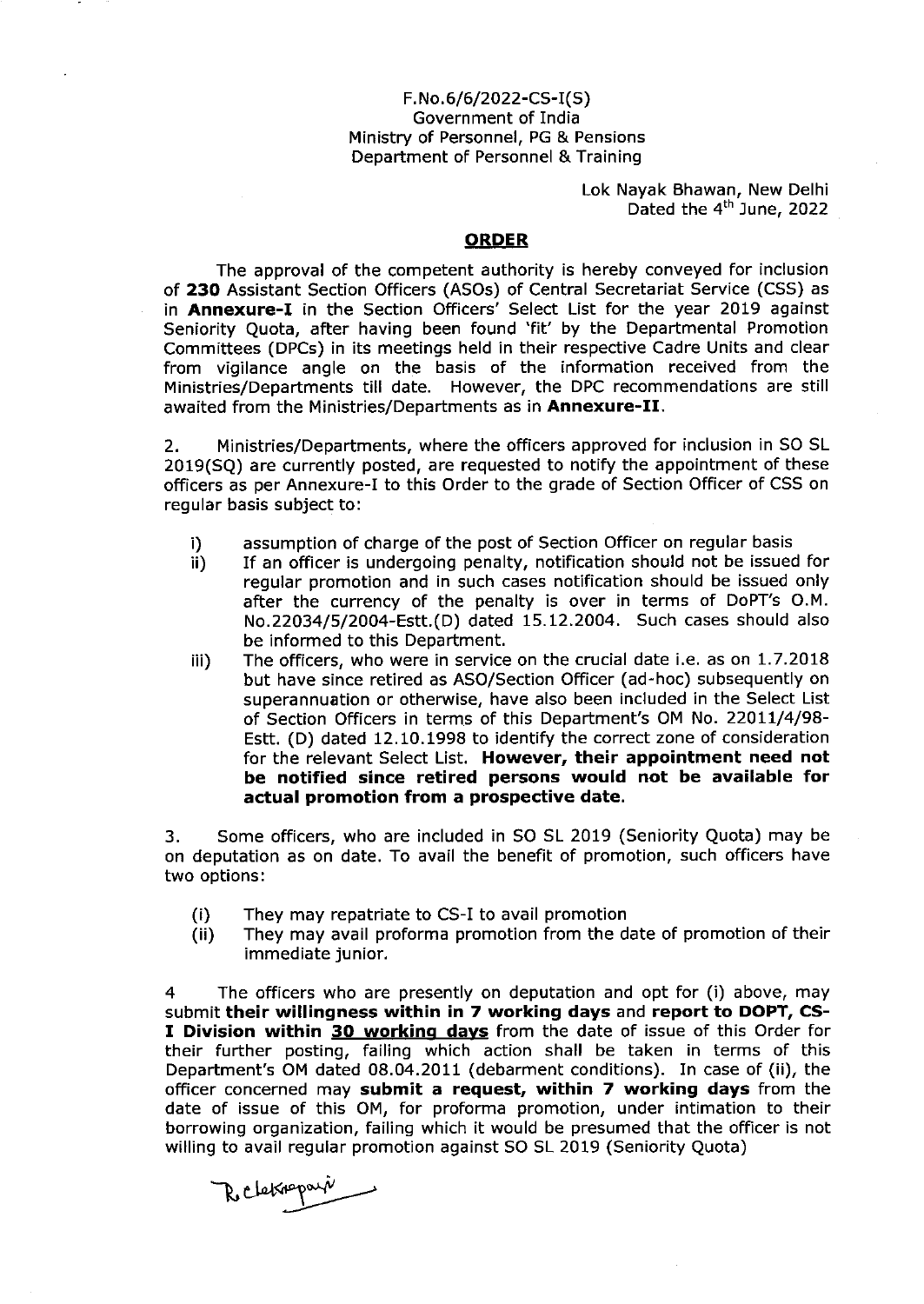F.No.6/6/2022-CS-I(S)
Government of India
Ministry of Personnel, PG & Pensions
Department of Personnel & Training

Lok Nayak Bhawan, New Delhi
Dated the 4th June, 2022

## ORDER

The approval of the competent authority is hereby conveyed for inclusion of **230** Assistant Section Officers (ASOs) of Central Secretariat Service (CSS) as in **Annexure-I** in the Section Officers' Select List for the year 2019 against Seniority Quota, after having been found 'fit' by the Departmental Promotion Committees (DPCs) in its meetings held in their respective Cadre Units and clear from vigilance angle on the basis of the information received from the Ministries/Departments till date. However, the DPC recommendations are still awaited from the Ministries/Departments as in **Annexure-II**.

2. Ministries/Departments, where the officers approved for inclusion in SO SL 2019(SQ) are currently posted, are requested to notify the appointment of these officers as per Annexure-I to this Order to the grade of Section Officer of CSS on regular basis subject to:

i) assumption of charge of the post of Section Officer on regular basis
ii) If an officer is undergoing penalty, notification should not be issued for regular promotion and in such cases notification should be issued only after the currency of the penalty is over in terms of DoPT's O.M. No.22034/5/2004-Estt.(D) dated 15.12.2004. Such cases should also be informed to this Department.
iii) The officers, who were in service on the crucial date i.e. as on 1.7.2018 but have since retired as ASO/Section Officer (ad-hoc) subsequently on superannuation or otherwise, have also been included in the Select List of Section Officers in terms of this Department's OM No. 22011/4/98-Estt. (D) dated 12.10.1998 to identify the correct zone of consideration for the relevant Select List. **However, their appointment need not be notified since retired persons would not be available for actual promotion from a prospective date.**

3. Some officers, who are included in SO SL 2019 (Seniority Quota) may be on deputation as on date. To avail the benefit of promotion, such officers have two options:

(i) They may repatriate to CS-I to avail promotion
(ii) They may avail proforma promotion from the date of promotion of their immediate junior.

4 The officers who are presently on deputation and opt for (i) above, may submit **their willingness within in 7 working days** and **report to DOPT, CS-I Division within 30 working days** from the date of issue of this Order for their further posting, failing which action shall be taken in terms of this Department's OM dated 08.04.2011 (debarment conditions). In case of (ii), the officer concerned may **submit a request, within 7 working days** from the date of issue of this OM, for proforma promotion, under intimation to their borrowing organization, failing which it would be presumed that the officer is not willing to avail regular promotion against SO SL 2019 (Seniority Quota)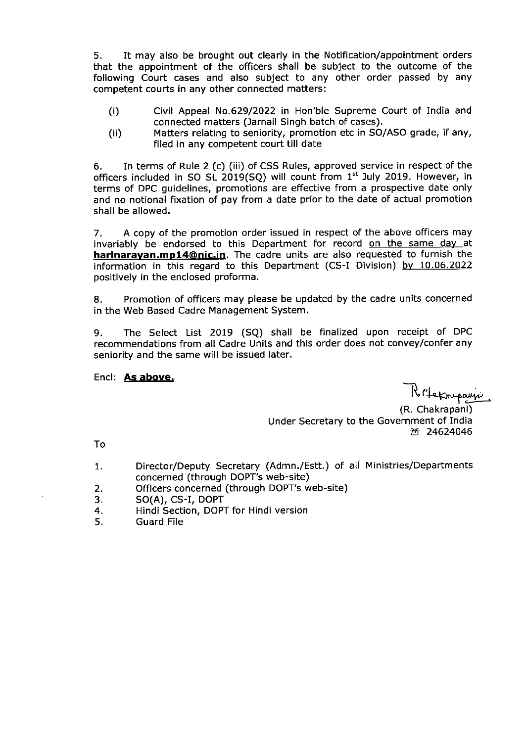5. It may also be brought out clearly in the Notification/appointment orders that the appointment of the officers shall be subject to the outcome of the following Court cases and also subject to any other order passed by any competent courts in any other connected matters:

   (i) Civil Appeal No.629/2022 in Hon'ble Supreme Court of India and connected matters (Jarnail Singh batch of cases).

   (ii) Matters relating to seniority, promotion etc in SO/ASO grade, if any, filed in any competent court till date

6. In terms of Rule 2 (c) (iii) of CSS Rules, approved service in respect of the officers included in SO SL 2019(SQ) will count from 1st July 2019. However, in terms of DPC guidelines, promotions are effective from a prospective date only and no notional fixation of pay from a date prior to the date of actual promotion shall be allowed.

7. A copy of the promotion order issued in respect of the above officers may invariably be endorsed to this Department for record <u>on the same day</u> at **<u>harinarayan.mp14@nic.in</u>**. The cadre units are also requested to furnish the information in this regard to this Department (CS-I Division) <u>by 10.06.2022</u> positively in the enclosed proforma.

8. Promotion of officers may please be updated by the cadre units concerned in the Web Based Cadre Management System.

9. The Select List 2019 (SQ) shall be finalized upon receipt of DPC recommendations from all Cadre Units and this order does not convey/confer any seniority and the same will be issued later.

Encl: **<u>As above.</u>**

(R. Chakrapani)
Under Secretary to the Government of India
☎ 24624046

To

1. Director/Deputy Secretary (Admn./Estt.) of all Ministries/Departments concerned (through DOPT's web-site)
2. Officers concerned (through DOPT's web-site)
3. SO(A), CS-I, DOPT
4. Hindi Section, DOPT for Hindi version
5. Guard File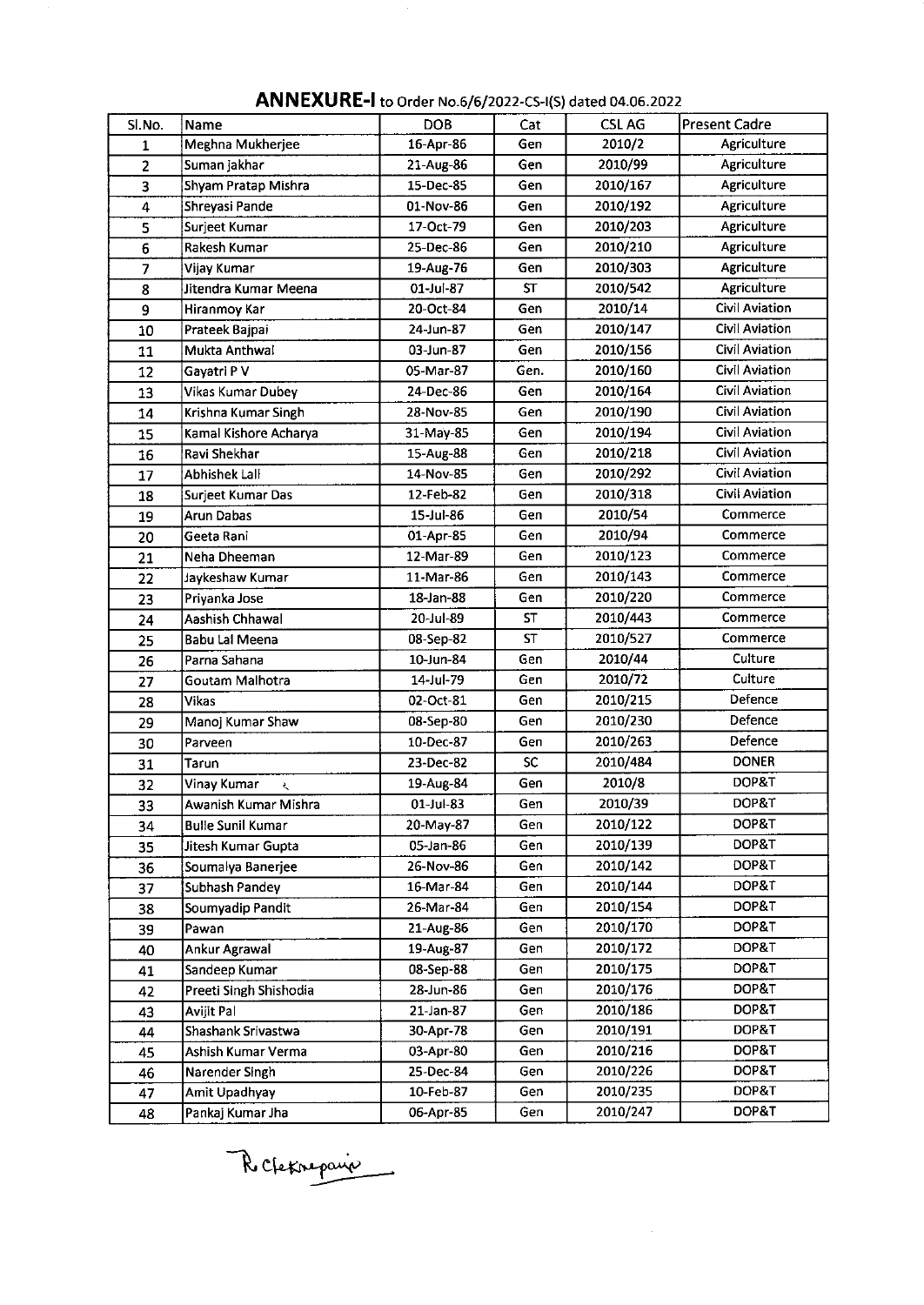## ANNEXURE-I to Order No.6/6/2022-CS-I(S) dated 04.06.2022

| Sl.No. | Name | DOB | Cat | CSL AG | Present Cadre |
|---|---|---|---|---|---|
| 1 | Meghna Mukherjee | 16-Apr-86 | Gen | 2010/2 | Agriculture |
| 2 | Suman jakhar | 21-Aug-86 | Gen | 2010/99 | Agriculture |
| 3 | Shyam Pratap Mishra | 15-Dec-85 | Gen | 2010/167 | Agriculture |
| 4 | Shreyasi Pande | 01-Nov-86 | Gen | 2010/192 | Agriculture |
| 5 | Surjeet Kumar | 17-Oct-79 | Gen | 2010/203 | Agriculture |
| 6 | Rakesh Kumar | 25-Dec-86 | Gen | 2010/210 | Agriculture |
| 7 | Vijay Kumar | 19-Aug-76 | Gen | 2010/303 | Agriculture |
| 8 | Jitendra Kumar Meena | 01-Jul-87 | ST | 2010/542 | Agriculture |
| 9 | Hiranmoy Kar | 20-Oct-84 | Gen | 2010/14 | Civil Aviation |
| 10 | Prateek Bajpai | 24-Jun-87 | Gen | 2010/147 | Civil Aviation |
| 11 | Mukta Anthwal | 03-Jun-87 | Gen | 2010/156 | Civil Aviation |
| 12 | Gayatri P V | 05-Mar-87 | Gen. | 2010/160 | Civil Aviation |
| 13 | Vikas Kumar Dubey | 24-Dec-86 | Gen | 2010/164 | Civil Aviation |
| 14 | Krishna Kumar Singh | 28-Nov-85 | Gen | 2010/190 | Civil Aviation |
| 15 | Kamal Kishore Acharya | 31-May-85 | Gen | 2010/194 | Civil Aviation |
| 16 | Ravi Shekhar | 15-Aug-88 | Gen | 2010/218 | Civil Aviation |
| 17 | Abhishek Lall | 14-Nov-85 | Gen | 2010/292 | Civil Aviation |
| 18 | Surjeet Kumar Das | 12-Feb-82 | Gen | 2010/318 | Civil Aviation |
| 19 | Arun Dabas | 15-Jul-86 | Gen | 2010/54 | Commerce |
| 20 | Geeta Rani | 01-Apr-85 | Gen | 2010/94 | Commerce |
| 21 | Neha Dheeman | 12-Mar-89 | Gen | 2010/123 | Commerce |
| 22 | Jaykeshaw Kumar | 11-Mar-86 | Gen | 2010/143 | Commerce |
| 23 | Priyanka Jose | 18-Jan-88 | Gen | 2010/220 | Commerce |
| 24 | Aashish Chhawal | 20-Jul-89 | ST | 2010/443 | Commerce |
| 25 | Babu Lal Meena | 08-Sep-82 | ST | 2010/527 | Commerce |
| 26 | Parna Sahana | 10-Jun-84 | Gen | 2010/44 | Culture |
| 27 | Goutam Malhotra | 14-Jul-79 | Gen | 2010/72 | Culture |
| 28 | Vikas | 02-Oct-81 | Gen | 2010/215 | Defence |
| 29 | Manoj Kumar Shaw | 08-Sep-80 | Gen | 2010/230 | Defence |
| 30 | Parveen | 10-Dec-87 | Gen | 2010/263 | Defence |
| 31 | Tarun | 23-Dec-82 | SC | 2010/484 | DONER |
| 32 | Vinay Kumar | 19-Aug-84 | Gen | 2010/8 | DOP&T |
| 33 | Awanish Kumar Mishra | 01-Jul-83 | Gen | 2010/39 | DOP&T |
| 34 | Bulle Sunil Kumar | 20-May-87 | Gen | 2010/122 | DOP&T |
| 35 | Jitesh Kumar Gupta | 05-Jan-86 | Gen | 2010/139 | DOP&T |
| 36 | Soumalya Banerjee | 26-Nov-86 | Gen | 2010/142 | DOP&T |
| 37 | Subhash Pandey | 16-Mar-84 | Gen | 2010/144 | DOP&T |
| 38 | Soumyadip Pandit | 26-Mar-84 | Gen | 2010/154 | DOP&T |
| 39 | Pawan | 21-Aug-86 | Gen | 2010/170 | DOP&T |
| 40 | Ankur Agrawal | 19-Aug-87 | Gen | 2010/172 | DOP&T |
| 41 | Sandeep Kumar | 08-Sep-88 | Gen | 2010/175 | DOP&T |
| 42 | Preeti Singh Shishodia | 28-Jun-86 | Gen | 2010/176 | DOP&T |
| 43 | Avijit Pal | 21-Jan-87 | Gen | 2010/186 | DOP&T |
| 44 | Shashank Srivastwa | 30-Apr-78 | Gen | 2010/191 | DOP&T |
| 45 | Ashish Kumar Verma | 03-Apr-80 | Gen | 2010/216 | DOP&T |
| 46 | Narender Singh | 25-Dec-84 | Gen | 2010/226 | DOP&T |
| 47 | Amit Upadhyay | 10-Feb-87 | Gen | 2010/235 | DOP&T |
| 48 | Pankaj Kumar Jha | 06-Apr-85 | Gen | 2010/247 | DOP&T |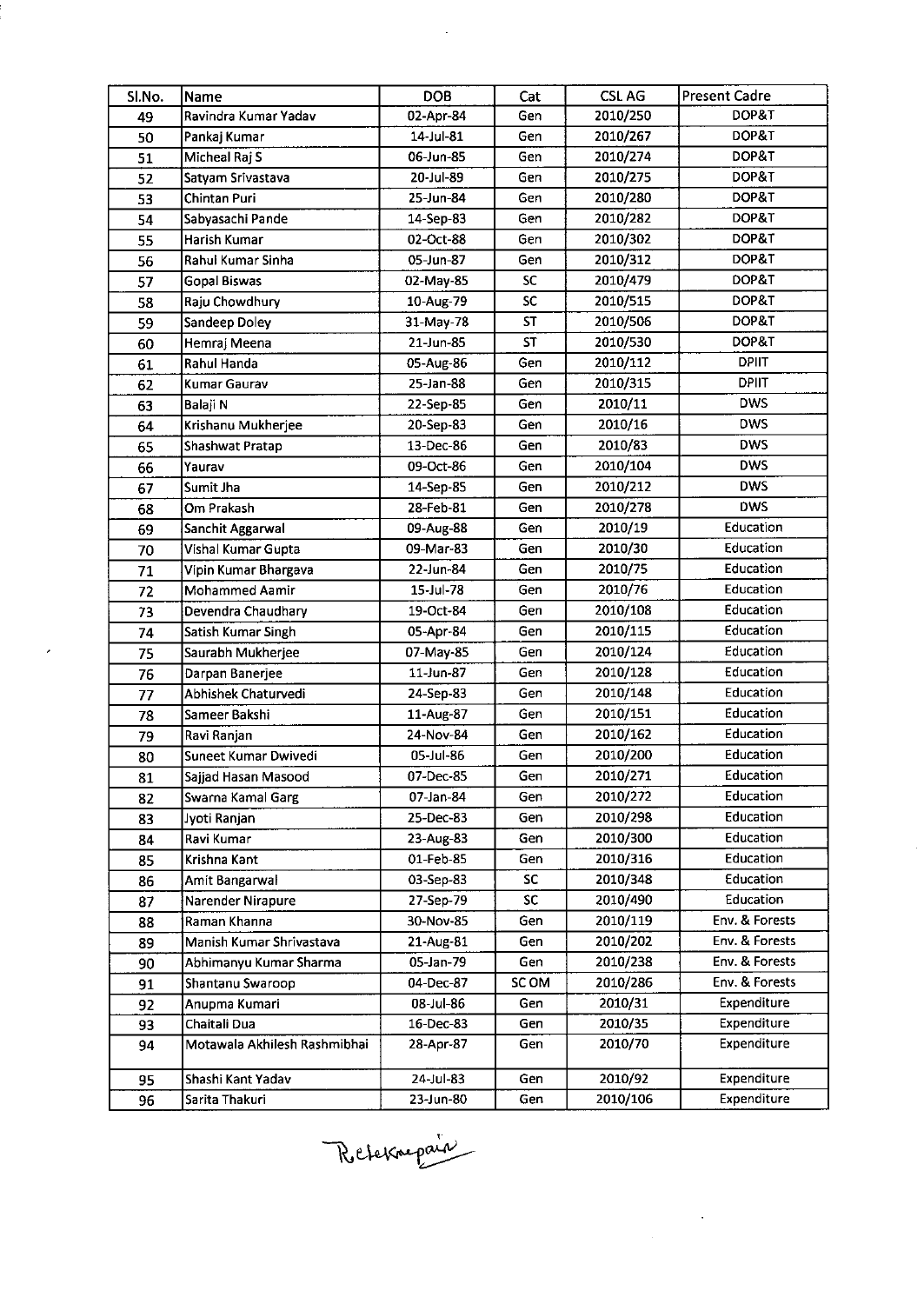| Sl.No. | Name | DOB | Cat | CSL AG | Present Cadre |
|---|---|---|---|---|---|
| 49 | Ravindra Kumar Yadav | 02-Apr-84 | Gen | 2010/250 | DOP&T |
| 50 | Pankaj Kumar | 14-Jul-81 | Gen | 2010/267 | DOP&T |
| 51 | Micheal Raj S | 06-Jun-85 | Gen | 2010/274 | DOP&T |
| 52 | Satyam Srivastava | 20-Jul-89 | Gen | 2010/275 | DOP&T |
| 53 | Chintan Puri | 25-Jun-84 | Gen | 2010/280 | DOP&T |
| 54 | Sabyasachi Pande | 14-Sep-83 | Gen | 2010/282 | DOP&T |
| 55 | Harish Kumar | 02-Oct-88 | Gen | 2010/302 | DOP&T |
| 56 | Rahul Kumar Sinha | 05-Jun-87 | Gen | 2010/312 | DOP&T |
| 57 | Gopal Biswas | 02-May-85 | SC | 2010/479 | DOP&T |
| 58 | Raju Chowdhury | 10-Aug-79 | SC | 2010/515 | DOP&T |
| 59 | Sandeep Doley | 31-May-78 | ST | 2010/506 | DOP&T |
| 60 | Hemraj Meena | 21-Jun-85 | ST | 2010/530 | DOP&T |
| 61 | Rahul Handa | 05-Aug-86 | Gen | 2010/112 | DPIIT |
| 62 | Kumar Gaurav | 25-Jan-88 | Gen | 2010/315 | DPIIT |
| 63 | Balaji N | 22-Sep-85 | Gen | 2010/11 | DWS |
| 64 | Krishanu Mukherjee | 20-Sep-83 | Gen | 2010/16 | DWS |
| 65 | Shashwat Pratap | 13-Dec-86 | Gen | 2010/83 | DWS |
| 66 | Yaurav | 09-Oct-86 | Gen | 2010/104 | DWS |
| 67 | Sumit Jha | 14-Sep-85 | Gen | 2010/212 | DWS |
| 68 | Om Prakash | 28-Feb-81 | Gen | 2010/278 | DWS |
| 69 | Sanchit Aggarwal | 09-Aug-88 | Gen | 2010/19 | Education |
| 70 | Vishal Kumar Gupta | 09-Mar-83 | Gen | 2010/30 | Education |
| 71 | Vipin Kumar Bhargava | 22-Jun-84 | Gen | 2010/75 | Education |
| 72 | Mohammed Aamir | 15-Jul-78 | Gen | 2010/76 | Education |
| 73 | Devendra Chaudhary | 19-Oct-84 | Gen | 2010/108 | Education |
| 74 | Satish Kumar Singh | 05-Apr-84 | Gen | 2010/115 | Education |
| 75 | Saurabh Mukherjee | 07-May-85 | Gen | 2010/124 | Education |
| 76 | Darpan Banerjee | 11-Jun-87 | Gen | 2010/128 | Education |
| 77 | Abhishek Chaturvedi | 24-Sep-83 | Gen | 2010/148 | Education |
| 78 | Sameer Bakshi | 11-Aug-87 | Gen | 2010/151 | Education |
| 79 | Ravi Ranjan | 24-Nov-84 | Gen | 2010/162 | Education |
| 80 | Suneet Kumar Dwivedi | 05-Jul-86 | Gen | 2010/200 | Education |
| 81 | Sajjad Hasan Masood | 07-Dec-85 | Gen | 2010/271 | Education |
| 82 | Swarna Kamal Garg | 07-Jan-84 | Gen | 2010/272 | Education |
| 83 | Jyoti Ranjan | 25-Dec-83 | Gen | 2010/298 | Education |
| 84 | Ravi Kumar | 23-Aug-83 | Gen | 2010/300 | Education |
| 85 | Krishna Kant | 01-Feb-85 | Gen | 2010/316 | Education |
| 86 | Amit Bangarwal | 03-Sep-83 | SC | 2010/348 | Education |
| 87 | Narender Nirapure | 27-Sep-79 | SC | 2010/490 | Education |
| 88 | Raman Khanna | 30-Nov-85 | Gen | 2010/119 | Env. & Forests |
| 89 | Manish Kumar Shrivastava | 21-Aug-81 | Gen | 2010/202 | Env. & Forests |
| 90 | Abhimanyu Kumar Sharma | 05-Jan-79 | Gen | 2010/238 | Env. & Forests |
| 91 | Shantanu Swaroop | 04-Dec-87 | SC OM | 2010/286 | Env. & Forests |
| 92 | Anupma Kumari | 08-Jul-86 | Gen | 2010/31 | Expenditure |
| 93 | Chaitali Dua | 16-Dec-83 | Gen | 2010/35 | Expenditure |
| 94 | Motawala Akhilesh Rashmibhai | 28-Apr-87 | Gen | 2010/70 | Expenditure |
| 95 | Shashi Kant Yadav | 24-Jul-83 | Gen | 2010/92 | Expenditure |
| 96 | Sarita Thakuri | 23-Jun-80 | Gen | 2010/106 | Expenditure |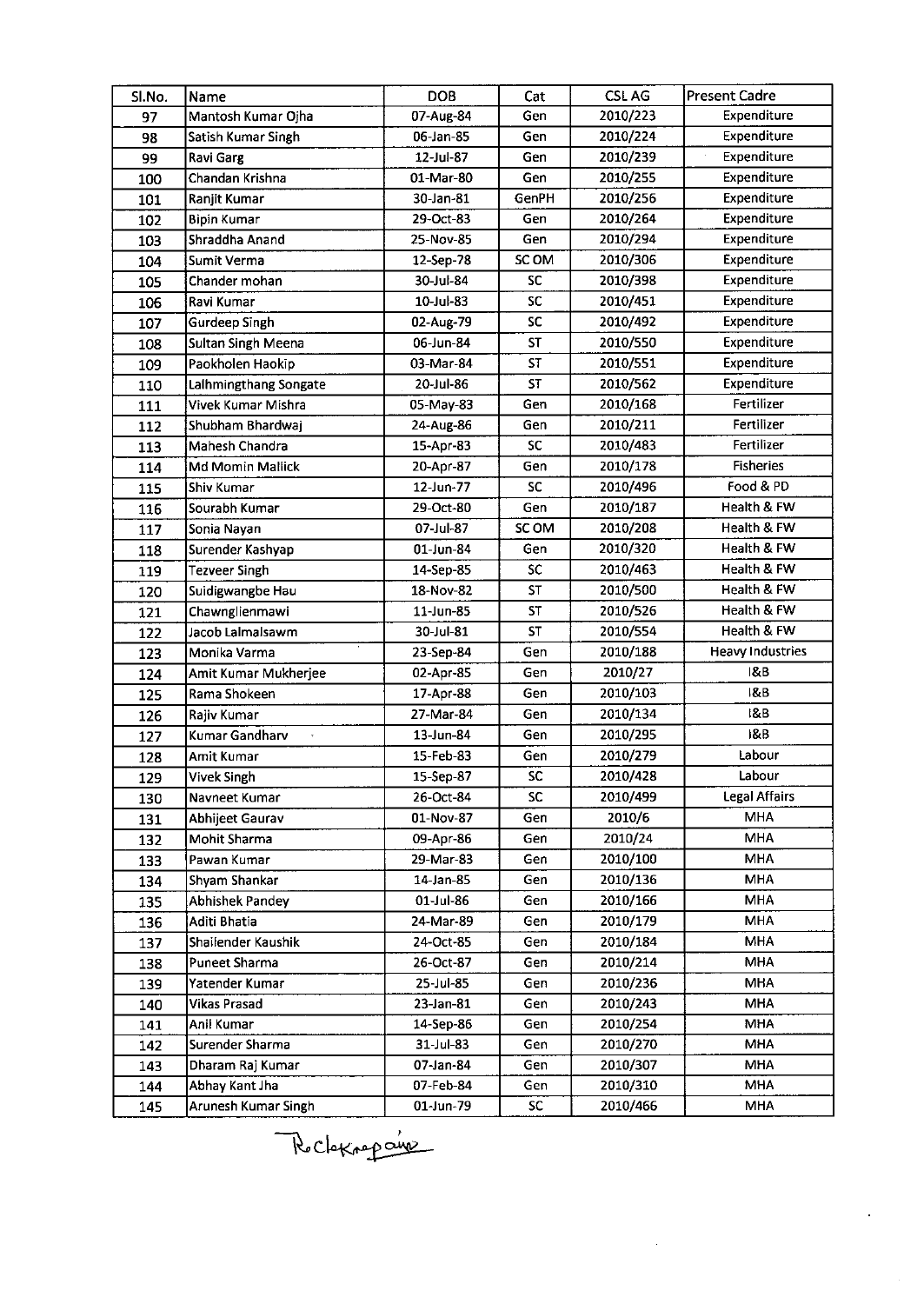| Sl.No. | Name | DOB | Cat | CSL AG | Present Cadre |
|---|---|---|---|---|---|
| 97 | Mantosh Kumar Ojha | 07-Aug-84 | Gen | 2010/223 | Expenditure |
| 98 | Satish Kumar Singh | 06-Jan-85 | Gen | 2010/224 | Expenditure |
| 99 | Ravi Garg | 12-Jul-87 | Gen | 2010/239 | Expenditure |
| 100 | Chandan Krishna | 01-Mar-80 | Gen | 2010/255 | Expenditure |
| 101 | Ranjit Kumar | 30-Jan-81 | GenPH | 2010/256 | Expenditure |
| 102 | Bipin Kumar | 29-Oct-83 | Gen | 2010/264 | Expenditure |
| 103 | Shraddha Anand | 25-Nov-85 | Gen | 2010/294 | Expenditure |
| 104 | Sumit Verma | 12-Sep-78 | SC OM | 2010/306 | Expenditure |
| 105 | Chander mohan | 30-Jul-84 | SC | 2010/398 | Expenditure |
| 106 | Ravi Kumar | 10-Jul-83 | SC | 2010/451 | Expenditure |
| 107 | Gurdeep Singh | 02-Aug-79 | SC | 2010/492 | Expenditure |
| 108 | Sultan Singh Meena | 06-Jun-84 | ST | 2010/550 | Expenditure |
| 109 | Paokholen Haokip | 03-Mar-84 | ST | 2010/551 | Expenditure |
| 110 | Lalhmingthang Songate | 20-Jul-86 | ST | 2010/562 | Expenditure |
| 111 | Vivek Kumar Mishra | 05-May-83 | Gen | 2010/168 | Fertilizer |
| 112 | Shubham Bhardwaj | 24-Aug-86 | Gen | 2010/211 | Fertilizer |
| 113 | Mahesh Chandra | 15-Apr-83 | SC | 2010/483 | Fertilizer |
| 114 | Md Momin Mallick | 20-Apr-87 | Gen | 2010/178 | Fisheries |
| 115 | Shiv Kumar | 12-Jun-77 | SC | 2010/496 | Food & PD |
| 116 | Sourabh Kumar | 29-Oct-80 | Gen | 2010/187 | Health & FW |
| 117 | Sonia Nayan | 07-Jul-87 | SC OM | 2010/208 | Health & FW |
| 118 | Surender Kashyap | 01-Jun-84 | Gen | 2010/320 | Health & FW |
| 119 | Tezveer Singh | 14-Sep-85 | SC | 2010/463 | Health & FW |
| 120 | Suidigwangbe Hau | 18-Nov-82 | ST | 2010/500 | Health & FW |
| 121 | Chawnglienmawi | 11-Jun-85 | ST | 2010/526 | Health & FW |
| 122 | Jacob Lalmalsawm | 30-Jul-81 | ST | 2010/554 | Health & FW |
| 123 | Monika Varma | 23-Sep-84 | Gen | 2010/188 | Heavy Industries |
| 124 | Amit Kumar Mukherjee | 02-Apr-85 | Gen | 2010/27 | I&B |
| 125 | Rama Shokeen | 17-Apr-88 | Gen | 2010/103 | I&B |
| 126 | Rajiv Kumar | 27-Mar-84 | Gen | 2010/134 | I&B |
| 127 | Kumar Gandharv | 13-Jun-84 | Gen | 2010/295 | I&B |
| 128 | Amit Kumar | 15-Feb-83 | Gen | 2010/279 | Labour |
| 129 | Vivek Singh | 15-Sep-87 | SC | 2010/428 | Labour |
| 130 | Navneet Kumar | 26-Oct-84 | SC | 2010/499 | Legal Affairs |
| 131 | Abhijeet Gaurav | 01-Nov-87 | Gen | 2010/6 | MHA |
| 132 | Mohit Sharma | 09-Apr-86 | Gen | 2010/24 | MHA |
| 133 | Pawan Kumar | 29-Mar-83 | Gen | 2010/100 | MHA |
| 134 | Shyam Shankar | 14-Jan-85 | Gen | 2010/136 | MHA |
| 135 | Abhishek Pandey | 01-Jul-86 | Gen | 2010/166 | MHA |
| 136 | Aditi Bhatia | 24-Mar-89 | Gen | 2010/179 | MHA |
| 137 | Shailender Kaushik | 24-Oct-85 | Gen | 2010/184 | MHA |
| 138 | Puneet Sharma | 26-Oct-87 | Gen | 2010/214 | MHA |
| 139 | Yatender Kumar | 25-Jul-85 | Gen | 2010/236 | MHA |
| 140 | Vikas Prasad | 23-Jan-81 | Gen | 2010/243 | MHA |
| 141 | Anil Kumar | 14-Sep-86 | Gen | 2010/254 | MHA |
| 142 | Surender Sharma | 31-Jul-83 | Gen | 2010/270 | MHA |
| 143 | Dharam Raj Kumar | 07-Jan-84 | Gen | 2010/307 | MHA |
| 144 | Abhay Kant Jha | 07-Feb-84 | Gen | 2010/310 | MHA |
| 145 | Arunesh Kumar Singh | 01-Jun-79 | SC | 2010/466 | MHA |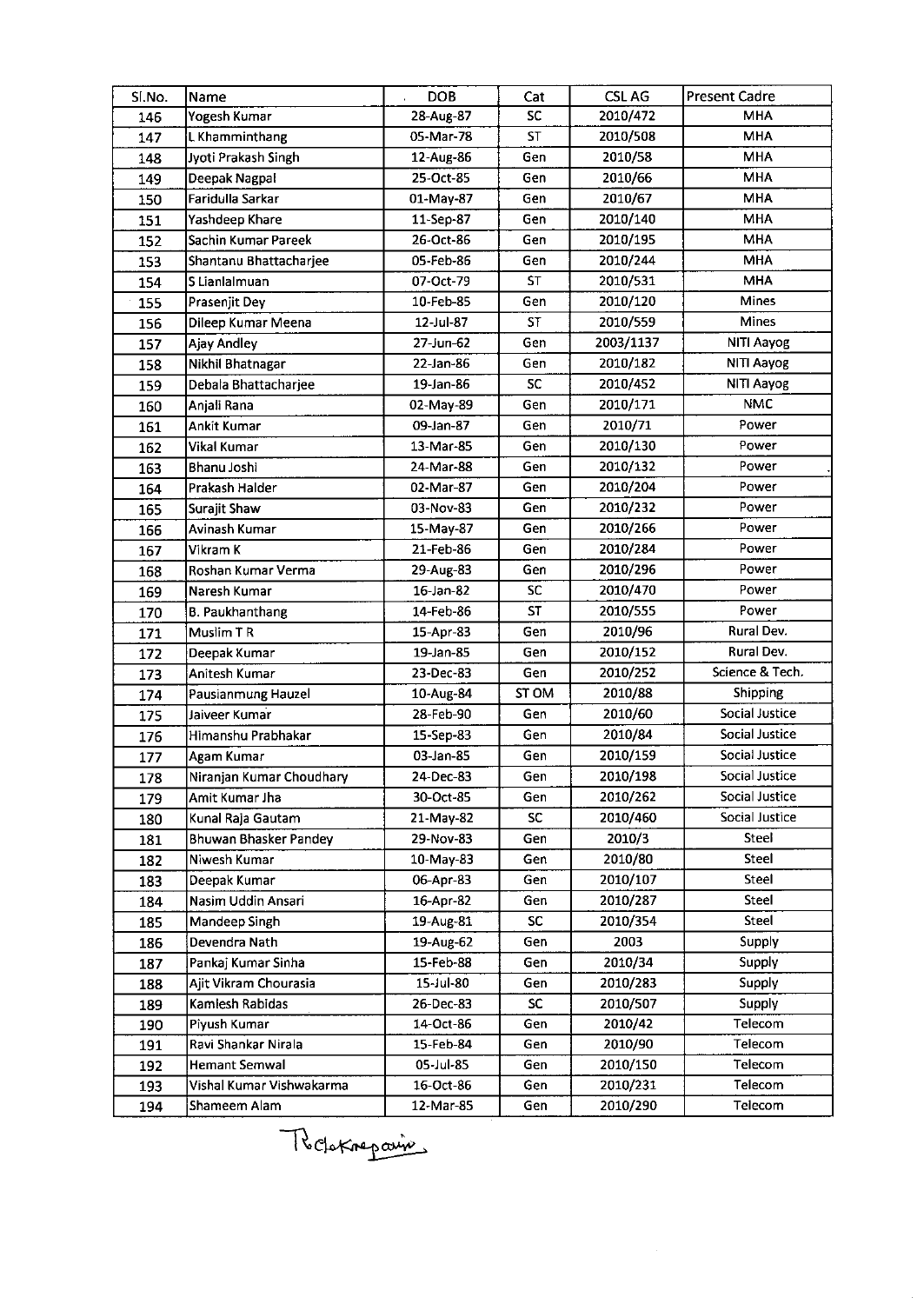| Sl.No. | Name | DOB | Cat | CSL AG | Present Cadre |
|---|---|---|---|---|---|
| 146 | Yogesh Kumar | 28-Aug-87 | SC | 2010/472 | MHA |
| 147 | L Khamminthang | 05-Mar-78 | ST | 2010/508 | MHA |
| 148 | Jyoti Prakash Singh | 12-Aug-86 | Gen | 2010/58 | MHA |
| 149 | Deepak Nagpal | 25-Oct-85 | Gen | 2010/66 | MHA |
| 150 | Faridulla Sarkar | 01-May-87 | Gen | 2010/67 | MHA |
| 151 | Yashdeep Khare | 11-Sep-87 | Gen | 2010/140 | MHA |
| 152 | Sachin Kumar Pareek | 26-Oct-86 | Gen | 2010/195 | MHA |
| 153 | Shantanu Bhattacharjee | 05-Feb-86 | Gen | 2010/244 | MHA |
| 154 | S Lianlalmuan | 07-Oct-79 | ST | 2010/531 | MHA |
| 155 | Prasenjit Dey | 10-Feb-85 | Gen | 2010/120 | Mines |
| 156 | Dileep Kumar Meena | 12-Jul-87 | ST | 2010/559 | Mines |
| 157 | Ajay Andley | 27-Jun-62 | Gen | 2003/1137 | NITI Aayog |
| 158 | Nikhil Bhatnagar | 22-Jan-86 | Gen | 2010/182 | NITI Aayog |
| 159 | Debala Bhattacharjee | 19-Jan-86 | SC | 2010/452 | NITI Aayog |
| 160 | Anjali Rana | 02-May-89 | Gen | 2010/171 | NMC |
| 161 | Ankit Kumar | 09-Jan-87 | Gen | 2010/71 | Power |
| 162 | Vikal Kumar | 13-Mar-85 | Gen | 2010/130 | Power |
| 163 | Bhanu Joshi | 24-Mar-88 | Gen | 2010/132 | Power |
| 164 | Prakash Halder | 02-Mar-87 | Gen | 2010/204 | Power |
| 165 | Surajit Shaw | 03-Nov-83 | Gen | 2010/232 | Power |
| 166 | Avinash Kumar | 15-May-87 | Gen | 2010/266 | Power |
| 167 | Vikram K | 21-Feb-86 | Gen | 2010/284 | Power |
| 168 | Roshan Kumar Verma | 29-Aug-83 | Gen | 2010/296 | Power |
| 169 | Naresh Kumar | 16-Jan-82 | SC | 2010/470 | Power |
| 170 | B. Paukhanthang | 14-Feb-86 | ST | 2010/555 | Power |
| 171 | Muslim T R | 15-Apr-83 | Gen | 2010/96 | Rural Dev. |
| 172 | Deepak Kumar | 19-Jan-85 | Gen | 2010/152 | Rural Dev. |
| 173 | Anitesh Kumar | 23-Dec-83 | Gen | 2010/252 | Science & Tech. |
| 174 | Pausianmung Hauzel | 10-Aug-84 | ST OM | 2010/88 | Shipping |
| 175 | Jaiveer Kumar | 28-Feb-90 | Gen | 2010/60 | Social Justice |
| 176 | Himanshu Prabhakar | 15-Sep-83 | Gen | 2010/84 | Social Justice |
| 177 | Agam Kumar | 03-Jan-85 | Gen | 2010/159 | Social Justice |
| 178 | Niranjan Kumar Choudhary | 24-Dec-83 | Gen | 2010/198 | Social Justice |
| 179 | Amit Kumar Jha | 30-Oct-85 | Gen | 2010/262 | Social Justice |
| 180 | Kunal Raja Gautam | 21-May-82 | SC | 2010/460 | Social Justice |
| 181 | Bhuwan Bhasker Pandey | 29-Nov-83 | Gen | 2010/3 | Steel |
| 182 | Niwesh Kumar | 10-May-83 | Gen | 2010/80 | Steel |
| 183 | Deepak Kumar | 06-Apr-83 | Gen | 2010/107 | Steel |
| 184 | Nasim Uddin Ansari | 16-Apr-82 | Gen | 2010/287 | Steel |
| 185 | Mandeep Singh | 19-Aug-81 | SC | 2010/354 | Steel |
| 186 | Devendra Nath | 19-Aug-62 | Gen | 2003 | Supply |
| 187 | Pankaj Kumar Sinha | 15-Feb-88 | Gen | 2010/34 | Supply |
| 188 | Ajit Vikram Chourasia | 15-Jul-80 | Gen | 2010/283 | Supply |
| 189 | Kamlesh Rabidas | 26-Dec-83 | SC | 2010/507 | Supply |
| 190 | Piyush Kumar | 14-Oct-86 | Gen | 2010/42 | Telecom |
| 191 | Ravi Shankar Nirala | 15-Feb-84 | Gen | 2010/90 | Telecom |
| 192 | Hemant Semwal | 05-Jul-85 | Gen | 2010/150 | Telecom |
| 193 | Vishal Kumar Vishwakarma | 16-Oct-86 | Gen | 2010/231 | Telecom |
| 194 | Shameem Alam | 12-Mar-85 | Gen | 2010/290 | Telecom |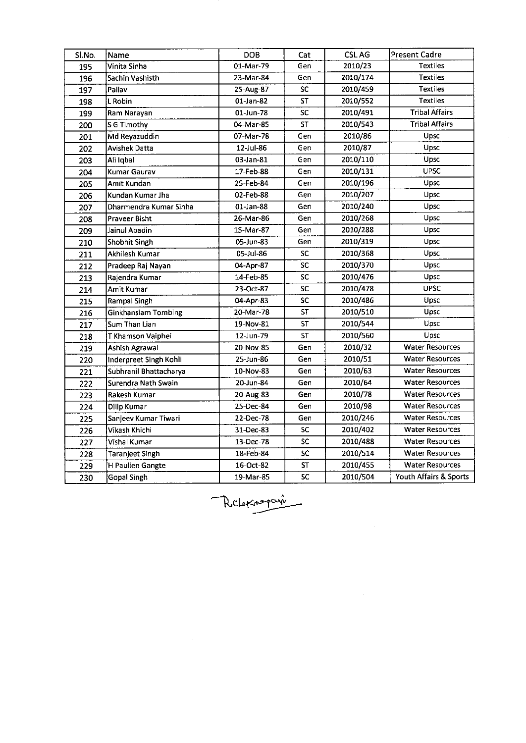| Sl.No. | Name | DOB | Cat | CSL AG | Present Cadre |
|---|---|---|---|---|---|
| 195 | Vinita Sinha | 01-Mar-79 | Gen | 2010/23 | Textiles |
| 196 | Sachin Vashisth | 23-Mar-84 | Gen | 2010/174 | Textiles |
| 197 | Pallav | 25-Aug-87 | SC | 2010/459 | Textiles |
| 198 | L Robin | 01-Jan-82 | ST | 2010/552 | Textiles |
| 199 | Ram Narayan | 01-Jun-78 | SC | 2010/491 | Tribal Affairs |
| 200 | S G Timothy | 04-Mar-85 | ST | 2010/543 | Tribal Affairs |
| 201 | Md Reyazuddin | 07-Mar-78 | Gen | 2010/86 | Upsc |
| 202 | Avishek Datta | 12-Jul-86 | Gen | 2010/87 | Upsc |
| 203 | Ali Iqbal | 03-Jan-81 | Gen | 2010/110 | Upsc |
| 204 | Kumar Gaurav | 17-Feb-88 | Gen | 2010/131 | UPSC |
| 205 | Amit Kundan | 25-Feb-84 | Gen | 2010/196 | Upsc |
| 206 | Kundan Kumar Jha | 02-Feb-88 | Gen | 2010/207 | Upsc |
| 207 | Dharmendra Kumar Sinha | 01-Jan-88 | Gen | 2010/240 | Upsc |
| 208 | Praveer Bisht | 26-Mar-86 | Gen | 2010/268 | Upsc |
| 209 | Jainul Abadin | 15-Mar-87 | Gen | 2010/288 | Upsc |
| 210 | Shobhit Singh | 05-Jun-83 | Gen | 2010/319 | Upsc |
| 211 | Akhilesh Kumar | 05-Jul-86 | SC | 2010/368 | Upsc |
| 212 | Pradeep Raj Nayan | 04-Apr-87 | SC | 2010/370 | Upsc |
| 213 | Rajendra Kumar | 14-Feb-85 | SC | 2010/476 | Upsc |
| 214 | Amit Kumar | 23-Oct-87 | SC | 2010/478 | UPSC |
| 215 | Rampal Singh | 04-Apr-83 | SC | 2010/486 | Upsc |
| 216 | Ginkhansiam Tombing | 20-Mar-78 | ST | 2010/510 | Upsc |
| 217 | Sum Than Lian | 19-Nov-81 | ST | 2010/544 | Upsc |
| 218 | T Khamson Vaiphei | 12-Jun-79 | ST | 2010/560 | Upsc |
| 219 | Ashish Agrawal | 20-Nov-85 | Gen | 2010/32 | Water Resources |
| 220 | Inderpreet Singh Kohli | 25-Jun-86 | Gen | 2010/51 | Water Resources |
| 221 | Subhranil Bhattacharya | 10-Nov-83 | Gen | 2010/63 | Water Resources |
| 222 | Surendra Nath Swain | 20-Jun-84 | Gen | 2010/64 | Water Resources |
| 223 | Rakesh Kumar | 20-Aug-83 | Gen | 2010/78 | Water Resources |
| 224 | Dilip Kumar | 25-Dec-84 | Gen | 2010/98 | Water Resources |
| 225 | Sanjeev Kumar Tiwari | 22-Dec-78 | Gen | 2010/246 | Water Resources |
| 226 | Vikash Khichi | 31-Dec-83 | SC | 2010/402 | Water Resources |
| 227 | Vishal Kumar | 13-Dec-78 | SC | 2010/488 | Water Resources |
| 228 | Taranjeet Singh | 18-Feb-84 | SC | 2010/514 | Water Resources |
| 229 | H Paulien Gangte | 16-Oct-82 | ST | 2010/455 | Water Resources |
| 230 | Gopal Singh | 19-Mar-85 | SC | 2010/504 | Youth Affairs & Sports |

Rclekmapani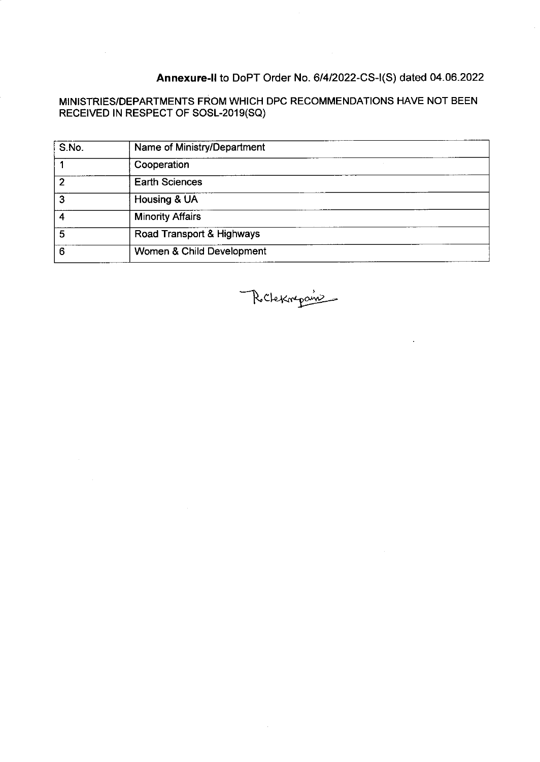**Annexure-II** to DoPT Order No. 6/4/2022-CS-I(S) dated 04.06.2022

MINISTRIES/DEPARTMENTS FROM WHICH DPC RECOMMENDATIONS HAVE NOT BEEN RECEIVED IN RESPECT OF SOSL-2019(SQ)

| S.No. | Name of Ministry/Department |
|---|---|
| 1 | Cooperation |
| 2 | Earth Sciences |
| 3 | Housing & UA |
| 4 | Minority Affairs |
| 5 | Road Transport & Highways |
| 6 | Women & Child Development |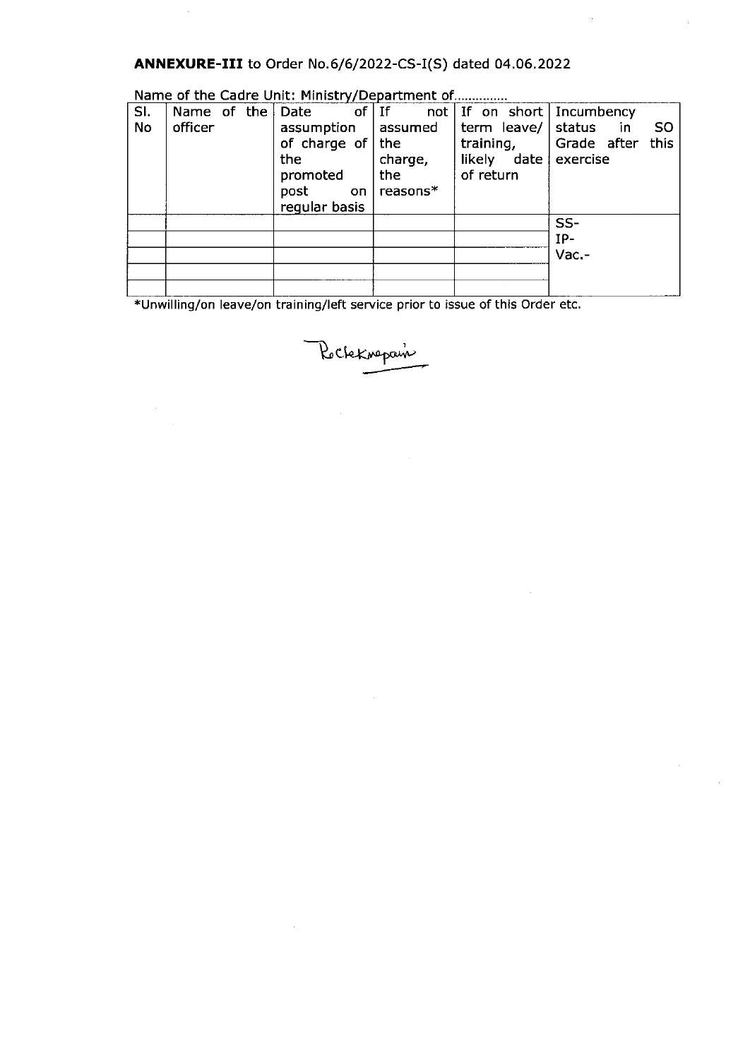**ANNEXURE-III** to Order No.6/6/2022-CS-I(S) dated 04.06.2022

Name of the Cadre Unit: Ministry/Department of..............

| Sl. No | Name of the officer | Date of assumption of charge of the promoted post on regular basis | If not assumed the charge, the reasons* | If on short term leave/ training, likely date of return | Incumbency status in SO Grade after this exercise |
|---|---|---|---|---|---|
| | | | | | SS-<br>IP-<br>Vac.- |
| | | | | | |
| | | | | | |
| | | | | | |
| | | | | | |

*Unwilling/on leave/on training/left service prior to issue of this Order etc.

Rocketnepain